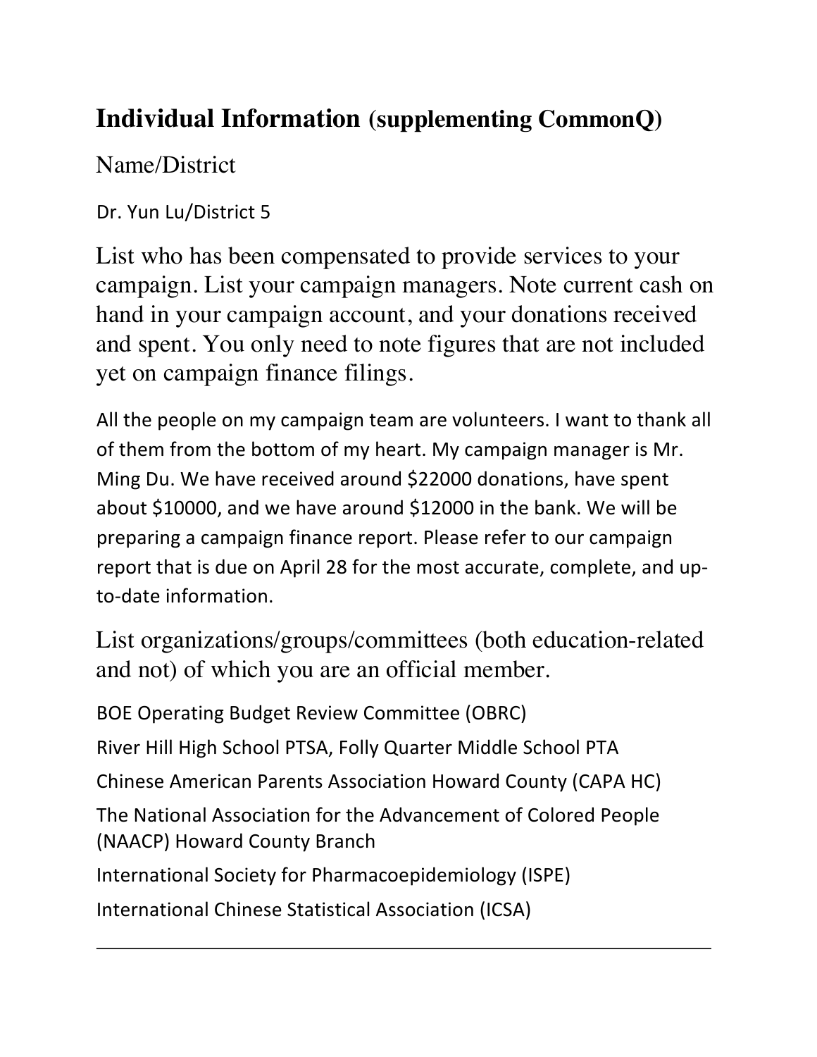# **Individual Information** (supplementing CommonQ)

Name/District

Dr. Yun Lu/District 5

List who has been compensated to provide services to your campaign. List your campaign managers. Note current cash on hand in your campaign account, and your donations received and spent. You only need to note figures that are not included yet on campaign finance filings.

All the people on my campaign team are volunteers. I want to thank all of them from the bottom of my heart. My campaign manager is Mr. Ming Du. We have received around $22000 donations, have spent about $10000, and we have around $12000 in the bank. We will be preparing a campaign finance report. Please refer to our campaign report that is due on April 28 for the most accurate, complete, and up-to-date information.

List organizations/groups/committees (both education-related and not) of which you are an official member.

BOE Operating Budget Review Committee (OBRC)

River Hill High School PTSA, Folly Quarter Middle School PTA

Chinese American Parents Association Howard County (CAPA HC)

The National Association for the Advancement of Colored People (NAACP) Howard County Branch

International Society for Pharmacoepidemiology (ISPE)

International Chinese Statistical Association (ICSA)

---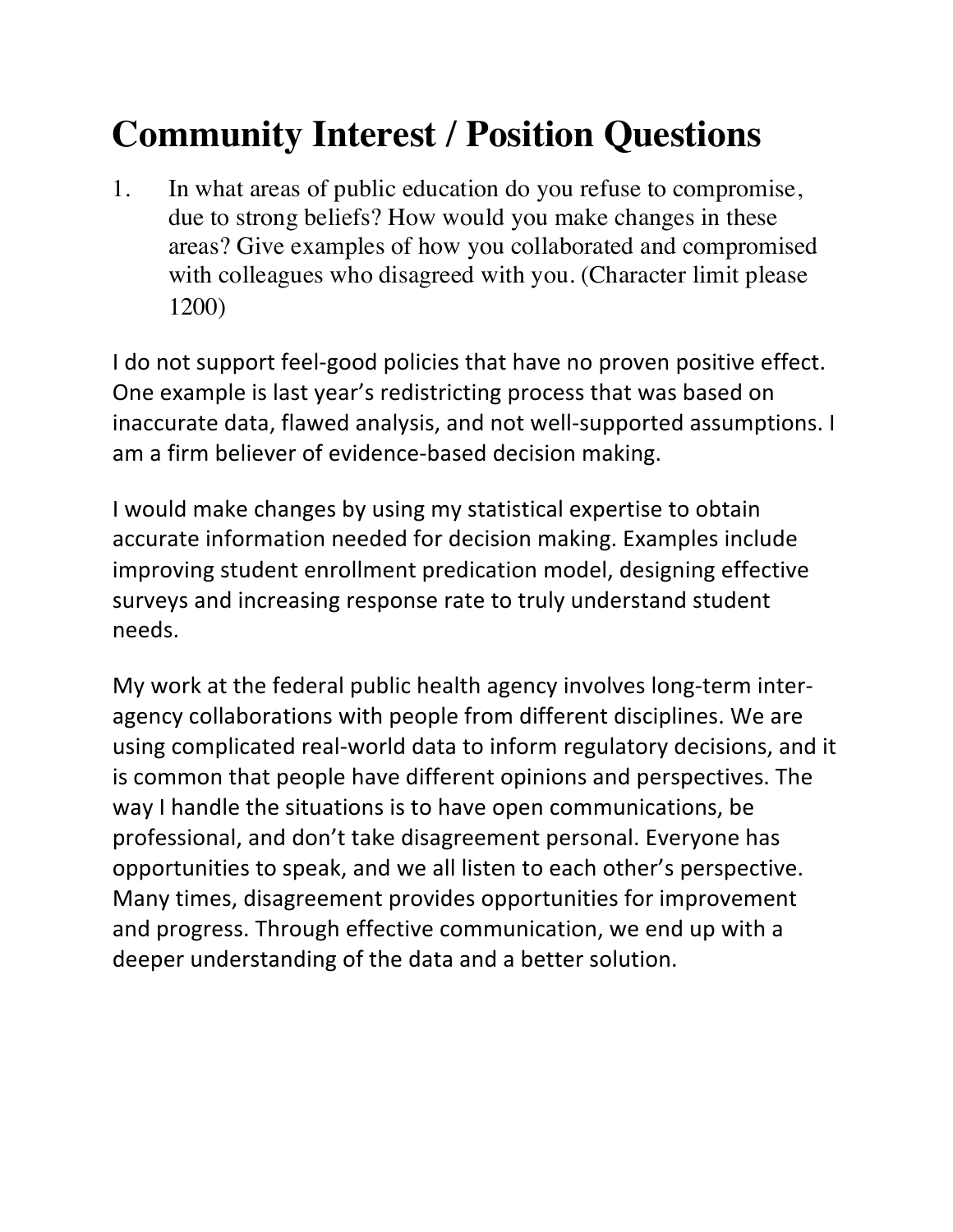# Community Interest / Position Questions

1. In what areas of public education do you refuse to compromise, due to strong beliefs? How would you make changes in these areas? Give examples of how you collaborated and compromised with colleagues who disagreed with you. (Character limit please 1200)

I do not support feel-good policies that have no proven positive effect. One example is last year's redistricting process that was based on inaccurate data, flawed analysis, and not well-supported assumptions. I am a firm believer of evidence-based decision making.

I would make changes by using my statistical expertise to obtain accurate information needed for decision making. Examples include improving student enrollment predication model, designing effective surveys and increasing response rate to truly understand student needs.

My work at the federal public health agency involves long-term inter-agency collaborations with people from different disciplines. We are using complicated real-world data to inform regulatory decisions, and it is common that people have different opinions and perspectives. The way I handle the situations is to have open communications, be professional, and don't take disagreement personal. Everyone has opportunities to speak, and we all listen to each other's perspective. Many times, disagreement provides opportunities for improvement and progress. Through effective communication, we end up with a deeper understanding of the data and a better solution.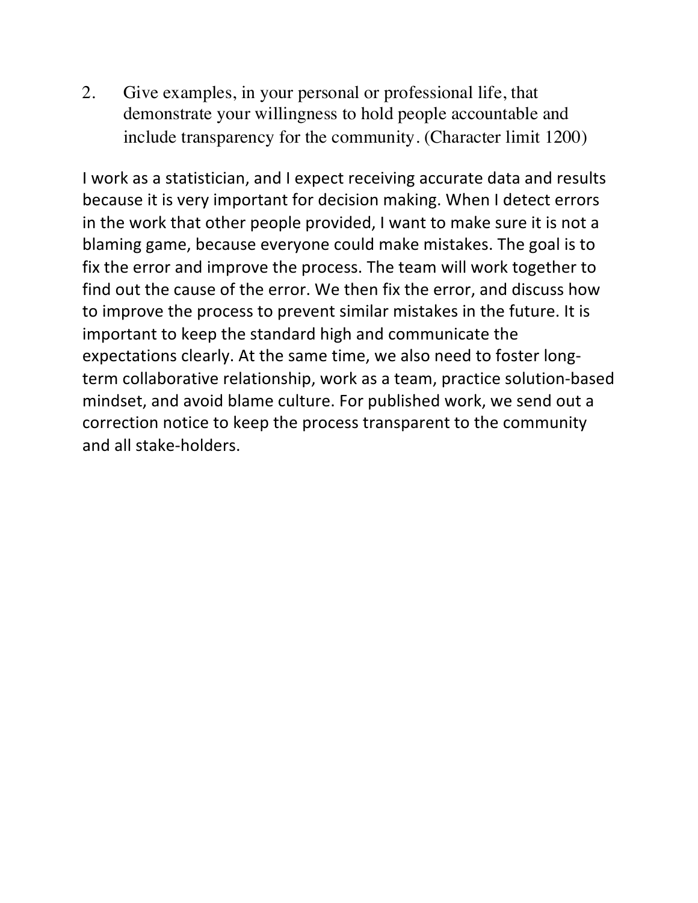2. Give examples, in your personal or professional life, that demonstrate your willingness to hold people accountable and include transparency for the community. (Character limit 1200)

I work as a statistician, and I expect receiving accurate data and results because it is very important for decision making. When I detect errors in the work that other people provided, I want to make sure it is not a blaming game, because everyone could make mistakes. The goal is to fix the error and improve the process. The team will work together to find out the cause of the error. We then fix the error, and discuss how to improve the process to prevent similar mistakes in the future. It is important to keep the standard high and communicate the expectations clearly. At the same time, we also need to foster long-term collaborative relationship, work as a team, practice solution-based mindset, and avoid blame culture. For published work, we send out a correction notice to keep the process transparent to the community and all stake-holders.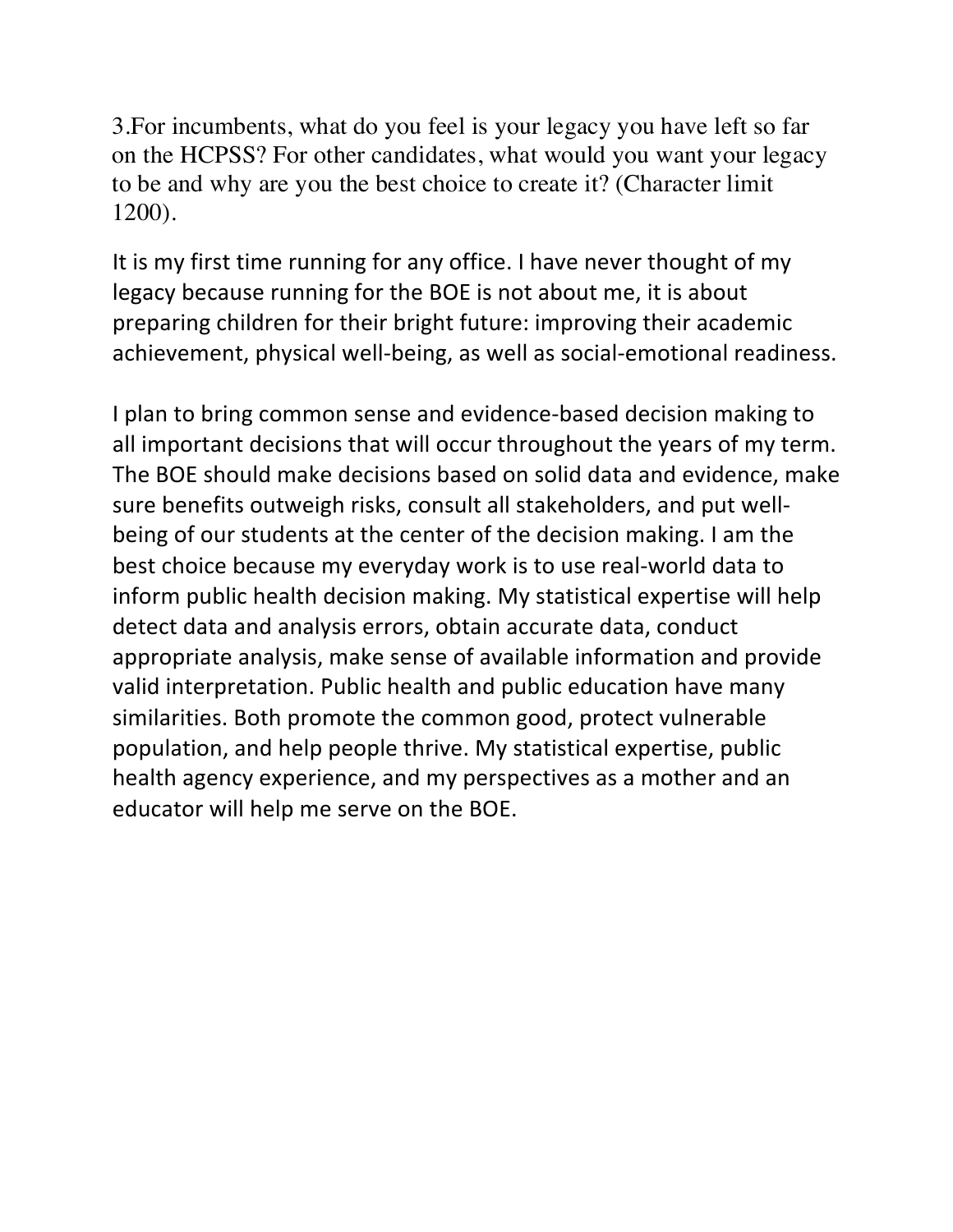3.For incumbents, what do you feel is your legacy you have left so far on the HCPSS? For other candidates, what would you want your legacy to be and why are you the best choice to create it? (Character limit 1200).

It is my first time running for any office. I have never thought of my legacy because running for the BOE is not about me, it is about preparing children for their bright future: improving their academic achievement, physical well-being, as well as social-emotional readiness.

I plan to bring common sense and evidence-based decision making to all important decisions that will occur throughout the years of my term. The BOE should make decisions based on solid data and evidence, make sure benefits outweigh risks, consult all stakeholders, and put well-being of our students at the center of the decision making. I am the best choice because my everyday work is to use real-world data to inform public health decision making. My statistical expertise will help detect data and analysis errors, obtain accurate data, conduct appropriate analysis, make sense of available information and provide valid interpretation. Public health and public education have many similarities. Both promote the common good, protect vulnerable population, and help people thrive. My statistical expertise, public health agency experience, and my perspectives as a mother and an educator will help me serve on the BOE.